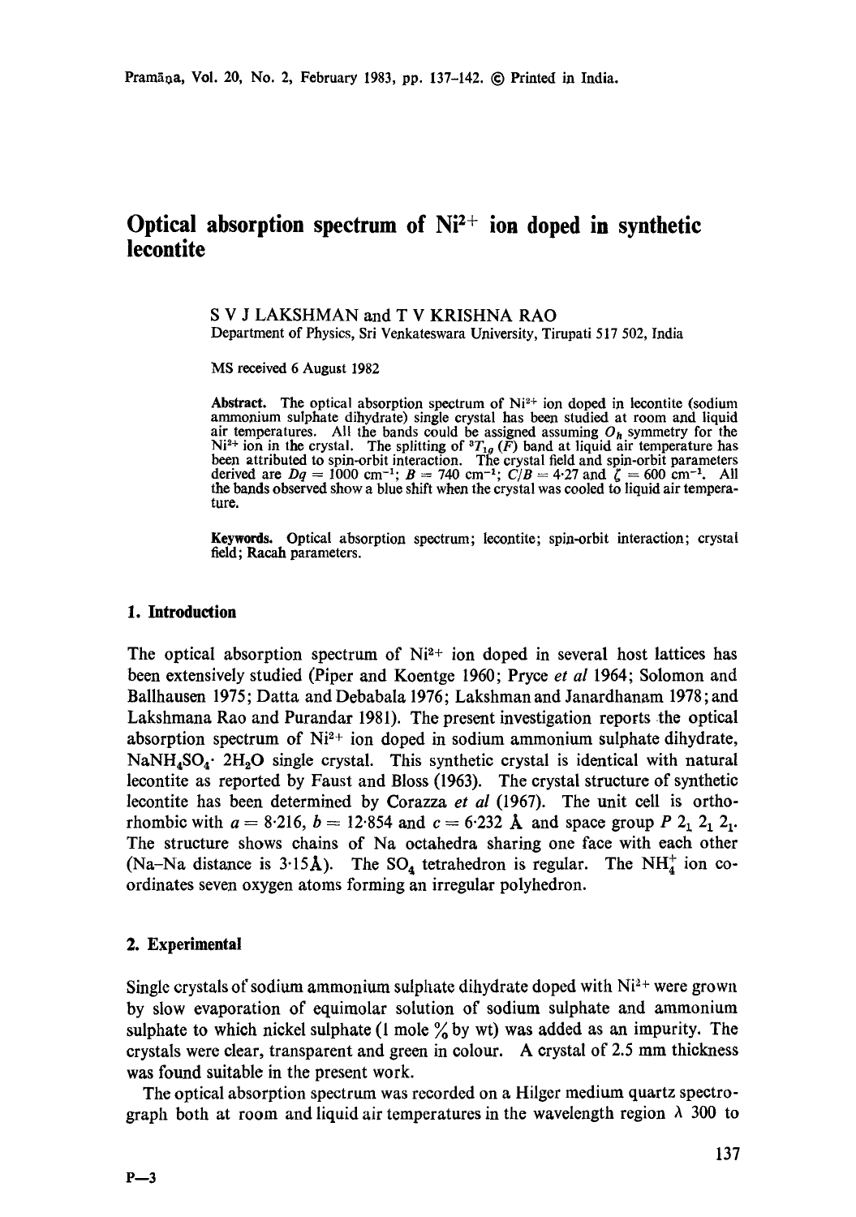# Optical absorption spectrum of $Ni^{2+}$ ion doped in synthetic lecontite

S V J LAKSHMAN and T V KRISHNA RAO

Department of Physics, Sri Venkateswara University, Tirupati 517 502, India

MS received 6 August 1982

**Abstract.** The optical absorption spectrum of $Ni^{2+}$ ion doped in lecontite (sodium ammonium sulphate dihydrate) single crystal has been studied at room and liquid air temperatures. All the bands could be assigned assuming $O_h$ symmetry for the $Ni^{2+}$ ion in the crystal. The splitting of $^3T_{1g}$ (F) band at liquid air temperature has been attributed to spin-orbit interaction. The crystal field and spin-orbit parameters derived are $Dq = 1000$ cm$^{-1}$; $B = 740$ cm$^{-1}$; $C/B = 4.27$ and $\zeta = 600$ cm$^{-1}$. All the bands observed show a blue shift when the crystal was cooled to liquid air temperature.

**Keywords.** Optical absorption spectrum; lecontite; spin-orbit interaction; crystal field; Racah parameters.

## 1. Introduction

The optical absorption spectrum of $Ni^{2+}$ ion doped in several host lattices has been extensively studied (Piper and Koentge 1960; Pryce *et al* 1964; Solomon and Ballhausen 1975; Datta and Debabala 1976; Lakshman and Janardhanam 1978; and Lakshmana Rao and Purandar 1981). The present investigation reports the optical absorption spectrum of $Ni^{2+}$ ion doped in sodium ammonium sulphate dihydrate, $NaNH_4SO_4 \cdot 2H_2O$ single crystal. This synthetic crystal is identical with natural lecontite as reported by Faust and Bloss (1963). The crystal structure of synthetic lecontite has been determined by Corazza *et al* (1967). The unit cell is orthorhombic with $a = 8.216$, $b = 12.854$ and $c = 6.232$ Å and space group $P\ 2_1\ 2_1\ 2_1$. The structure shows chains of Na octahedra sharing one face with each other (Na–Na distance is 3.15Å). The $SO_4$ tetrahedron is regular. The $NH_4^+$ ion coordinates seven oxygen atoms forming an irregular polyhedron.

## 2. Experimental

Single crystals of sodium ammonium sulphate dihydrate doped with $Ni^{2+}$ were grown by slow evaporation of equimolar solution of sodium sulphate and ammonium sulphate to which nickel sulphate (1 mole % by wt) was added as an impurity. The crystals were clear, transparent and green in colour. A crystal of 2.5 mm thickness was found suitable in the present work.

The optical absorption spectrum was recorded on a Hilger medium quartz spectrograph both at room and liquid air temperatures in the wavelength region $\lambda$ 300 to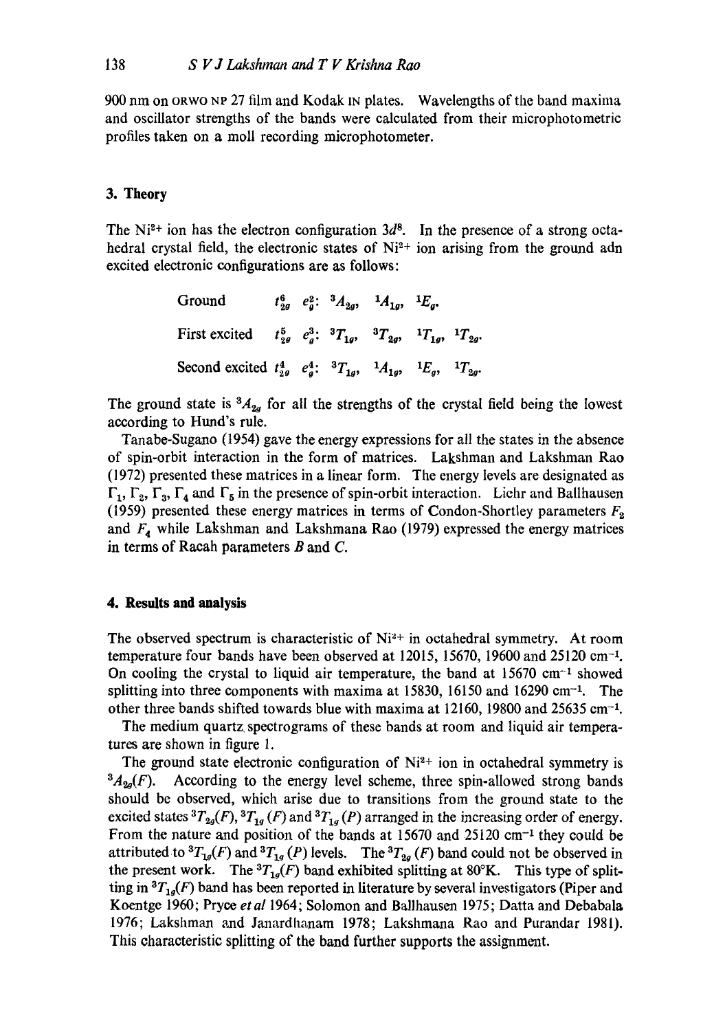900 nm on ORWO NP 27 film and Kodak IN plates. Wavelengths of the band maxima and oscillator strengths of the bands were calculated from their microphotometric profiles taken on a moll recording microphotometer.

## 3. Theory

The $Ni^{2+}$ ion has the electron configuration $3d^8$. In the presence of a strong octahedral crystal field, the electronic states of $Ni^{2+}$ ion arising from the ground adn excited electronic configurations are as follows:

Ground $t_{2g}^6$ $e_g^2$: ${}^3A_{2g}$, ${}^1A_{1g}$, ${}^1E_g$.

First excited $t_{2g}^5$ $e_g^3$: ${}^3T_{1g}$, ${}^3T_{2g}$, ${}^1T_{1g}$, ${}^1T_{2g}$.

Second excited $t_{2g}^4$ $e_g^4$: ${}^3T_{1g}$, ${}^1A_{1g}$, ${}^1E_g$, ${}^1T_{2g}$.

The ground state is ${}^3A_{2g}$ for all the strengths of the crystal field being the lowest according to Hund's rule.

Tanabe-Sugano (1954) gave the energy expressions for all the states in the absence of spin-orbit interaction in the form of matrices. Lakshman and Lakshman Rao (1972) presented these matrices in a linear form. The energy levels are designated as $\Gamma_1$, $\Gamma_2$, $\Gamma_3$, $\Gamma_4$ and $\Gamma_5$ in the presence of spin-orbit interaction. Liehr and Ballhausen (1959) presented these energy matrices in terms of Condon-Shortley parameters $F_2$ and $F_4$ while Lakshman and Lakshmana Rao (1979) expressed the energy matrices in terms of Racah parameters $B$ and $C$.

## 4. Results and analysis

The observed spectrum is characteristic of $Ni^{2+}$ in octahedral symmetry. At room temperature four bands have been observed at 12015, 15670, 19600 and 25120 $cm^{-1}$. On cooling the crystal to liquid air temperature, the band at 15670 $cm^{-1}$ showed splitting into three components with maxima at 15830, 16150 and 16290 $cm^{-1}$. The other three bands shifted towards blue with maxima at 12160, 19800 and 25635 $cm^{-1}$.

The medium quartz spectrograms of these bands at room and liquid air temperatures are shown in figure 1.

The ground state electronic configuration of $Ni^{2+}$ ion in octahedral symmetry is ${}^3A_{2g}(F)$. According to the energy level scheme, three spin-allowed strong bands should be observed, which arise due to transitions from the ground state to the excited states ${}^3T_{2g}(F)$, ${}^3T_{1g}(F)$ and ${}^3T_{1g}(P)$ arranged in the increasing order of energy. From the nature and position of the bands at 15670 and 25120 $cm^{-1}$ they could be attributed to ${}^3T_{1g}(F)$ and ${}^3T_{1g}(P)$ levels. The ${}^3T_{2g}(F)$ band could not be observed in the present work. The ${}^3T_{1g}(F)$ band exhibited splitting at 80°K. This type of splitting in ${}^3T_{1g}(F)$ band has been reported in literature by several investigators (Piper and Koentge 1960; Pryce *et al* 1964; Solomon and Ballhausen 1975; Datta and Debabala 1976; Lakshman and Janardhanam 1978; Lakshmana Rao and Purandar 1981). This characteristic splitting of the band further supports the assignment.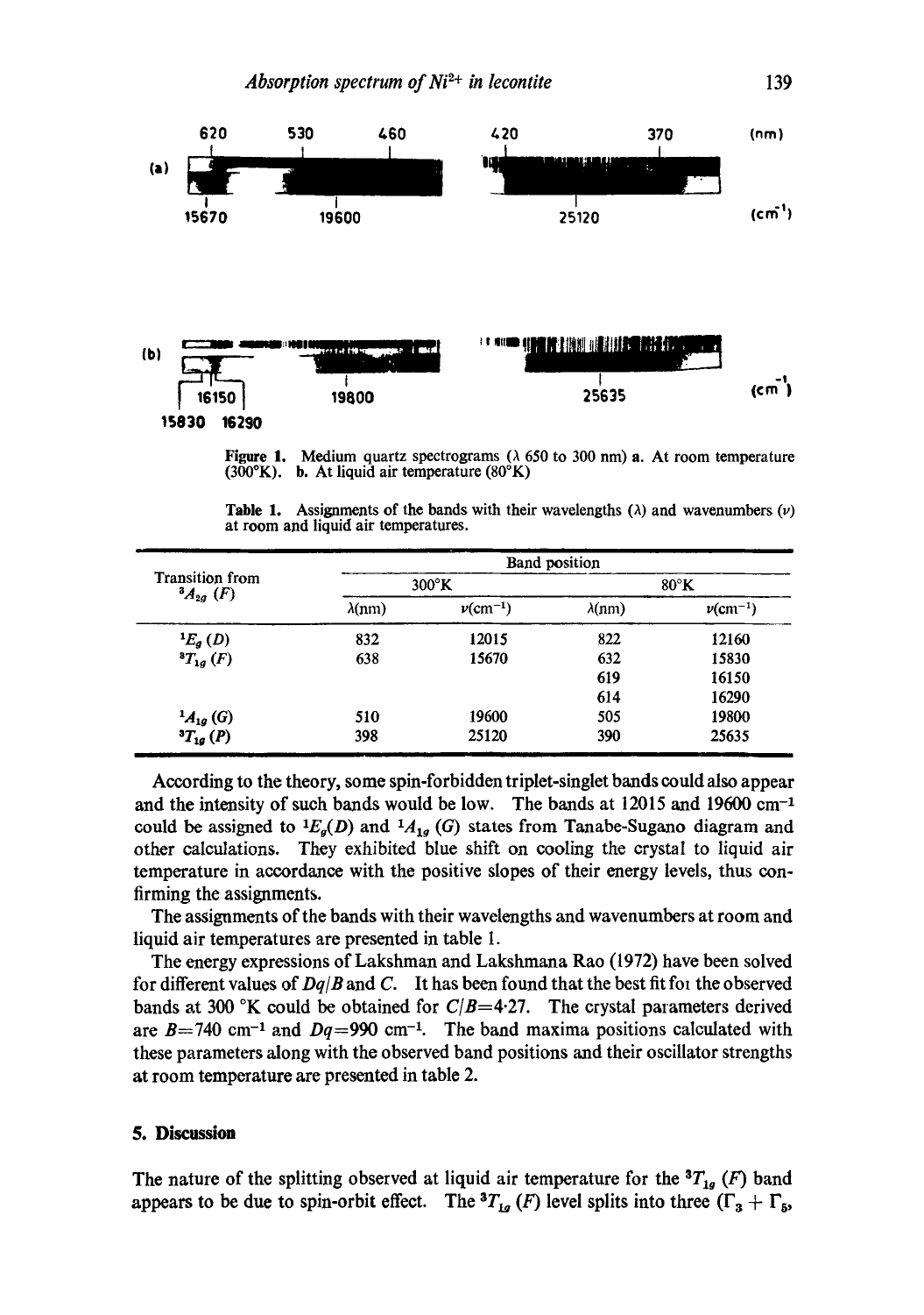Figure 1. Medium quartz spectrograms (λ 650 to 300 nm) a. At room temperature (300°K). b. At liquid air temperature (80°K)

Table 1. Assignments of the bands with their wavelengths (λ) and wavenumbers (ν) at room and liquid air temperatures.

| Transition from $^3A_{2g}$ $(F)$ | Band position | | | |
|---|---|---|---|---|
| | 300°K | | 80°K | |
| | λ(nm) | ν(cm$^{-1}$) | λ(nm) | ν(cm$^{-1}$) |
| $^1E_g$ $(D)$ | 832 | 12015 | 822 | 12160 |
| $^3T_{1g}$ $(F)$ | 638 | 15670 | 632 | 15830 |
| | | | 619 | 16150 |
| | | | 614 | 16290 |
| $^1A_{1g}$ $(G)$ | 510 | 19600 | 505 | 19800 |
| $^3T_{1g}$ $(P)$ | 398 | 25120 | 390 | 25635 |

According to the theory, some spin-forbidden triplet-singlet bands could also appear and the intensity of such bands would be low. The bands at 12015 and 19600 cm$^{-1}$ could be assigned to $^1E_g(D)$ and $^1A_{1g}$ $(G)$ states from Tanabe-Sugano diagram and other calculations. They exhibited blue shift on cooling the crystal to liquid air temperature in accordance with the positive slopes of their energy levels, thus confirming the assignments.

The assignments of the bands with their wavelengths and wavenumbers at room and liquid air temperatures are presented in table 1.

The energy expressions of Lakshman and Lakshmana Rao (1972) have been solved for different values of $Dq/B$ and $C$. It has been found that the best fit foi the observed bands at 300 °K could be obtained for $C/B=4{\cdot}27$. The crystal parameters derived are $B=740$ cm$^{-1}$ and $Dq=990$ cm$^{-1}$. The band maxima positions calculated with these parameters along with the observed band positions and their oscillator strengths at room temperature are presented in table 2.

## 5. Discussion

The nature of the splitting observed at liquid air temperature for the $^3T_{1g}$ $(F)$ band appears to be due to spin-orbit effect. The $^3T_{1g}$ $(F)$ level splits into three ($\Gamma_3 + \Gamma_5$,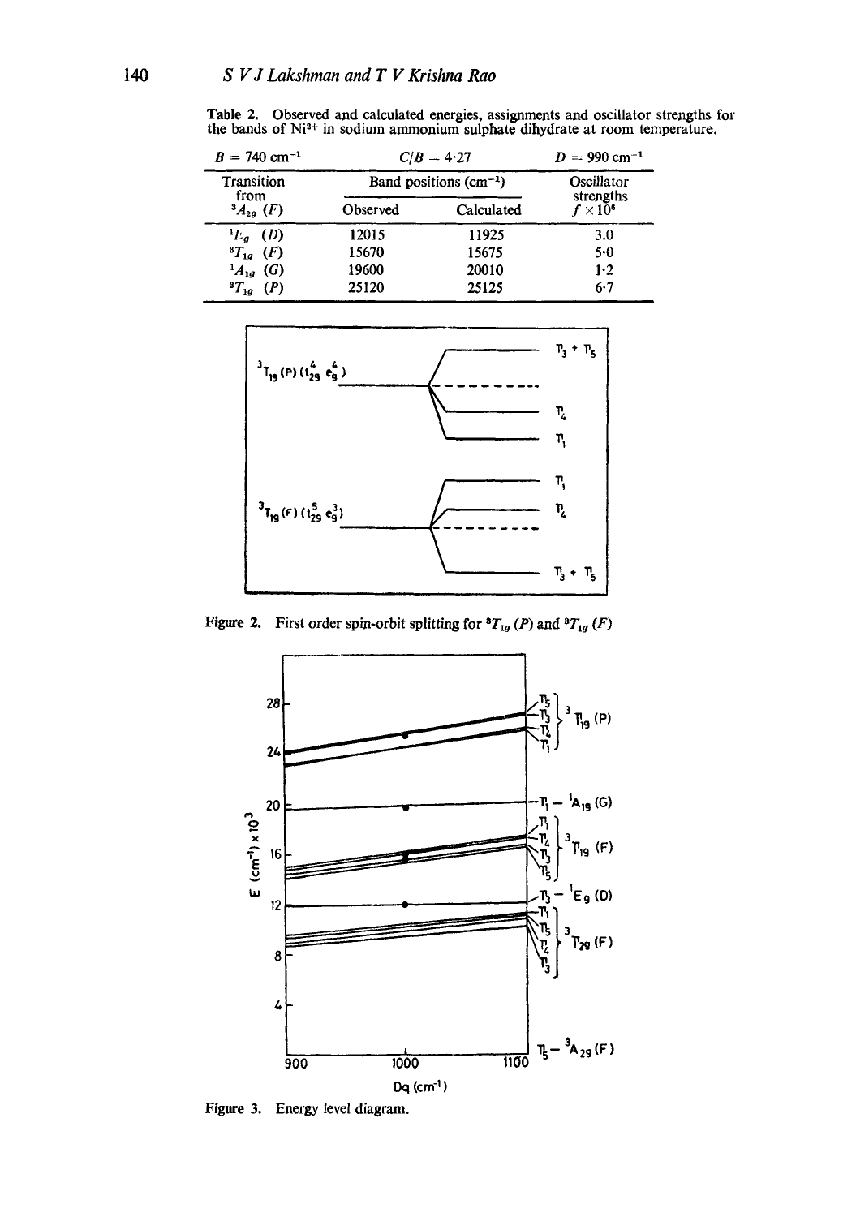**Table 2.** Observed and calculated energies, assignments and oscillator strengths for the bands of $Ni^{2+}$ in sodium ammonium sulphate dihydrate at room temperature.

| $B = 740$ cm$^{-1}$ | $C/B = 4\cdot27$ | | $D = 990$ cm$^{-1}$ |
|---|---|---|---|
| Transition from $^3A_{2g}$ $(F)$ | Band positions (cm$^{-1}$) | | Oscillator strengths $f \times 10^6$ |
| | Observed | Calculated | |
| $^1E_g$ $(D)$ | 12015 | 11925 | 3.0 |
| $^3T_{1g}$ $(F)$ | 15670 | 15675 | 5·0 |
| $^1A_{1g}$ $(G)$ | 19600 | 20010 | 1·2 |
| $^3T_{1g}$ $(P)$ | 25120 | 25125 | 6·7 |

**Figure 2.** First order spin-orbit splitting for $^3T_{1g}$ $(P)$ and $^3T_{1g}$ $(F)$

**Figure 3.** Energy level diagram.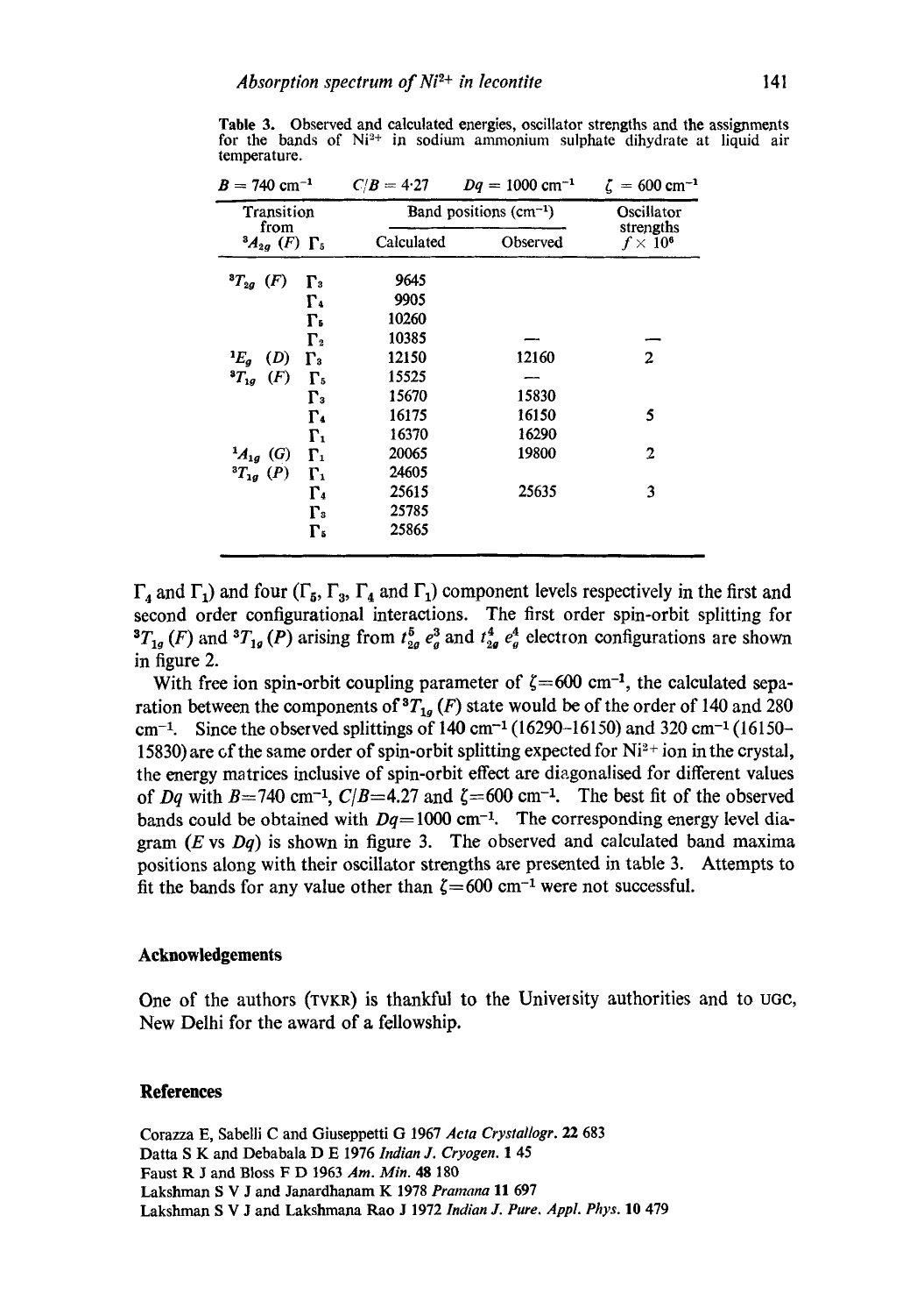Table 3. Observed and calculated energies, oscillator strengths and the assignments for the bands of $Ni^{2+}$ in sodium ammonium sulphate dihydrate at liquid air temperature.

| $B = 740$ cm$^{-1}$ | | $C/B = 4{\cdot}27$ | $Dq = 1000$ cm$^{-1}$ | $\zeta = 600$ cm$^{-1}$ |
|---|---|---|---|---|
| Transition from $^3A_{2g}$ (F) $\Gamma_5$ | | Band positions (cm$^{-1}$) | | Oscillator strengths $f \times 10^6$ |
| | | Calculated | Observed | |
| $^3T_{2g}$ (F) | $\Gamma_3$ | 9645 | | |
| | $\Gamma_4$ | 9905 | | |
| | $\Gamma_5$ | 10260 | | |
| | $\Gamma_2$ | 10385 | — | — |
| $^1E_g$ (D) | $\Gamma_3$ | 12150 | 12160 | 2 |
| $^3T_{1g}$ (F) | $\Gamma_5$ | 15525 | — | |
| | $\Gamma_3$ | 15670 | 15830 | |
| | $\Gamma_4$ | 16175 | 16150 | 5 |
| | $\Gamma_1$ | 16370 | 16290 | |
| $^1A_{1g}$ (G) | $\Gamma_1$ | 20065 | 19800 | 2 |
| $^3T_{1g}$ (P) | $\Gamma_1$ | 24605 | | |
| | $\Gamma_4$ | 25615 | 25635 | 3 |
| | $\Gamma_3$ | 25785 | | |
| | $\Gamma_5$ | 25865 | | |

$\Gamma_4$ and $\Gamma_1$) and four ($\Gamma_5$, $\Gamma_3$, $\Gamma_4$ and $\Gamma_1$) component levels respectively in the first and second order configurational interactions. The first order spin-orbit splitting for $^3T_{1g}$ (F) and $^3T_{1g}$ (P) arising from $t_{2g}^5\, e_g^3$ and $t_{2g}^4\, e_g^4$ electron configurations are shown in figure 2.

With free ion spin-orbit coupling parameter of $\zeta = 600$ cm$^{-1}$, the calculated separation between the components of $^3T_{1g}$ (F) state would be of the order of 140 and 280 cm$^{-1}$. Since the observed splittings of 140 cm$^{-1}$ (16290–16150) and 320 cm$^{-1}$ (16150–15830) are of the same order of spin-orbit splitting expected for $Ni^{2+}$ ion in the crystal, the energy matrices inclusive of spin-orbit effect are diagonalised for different values of $Dq$ with $B = 740$ cm$^{-1}$, $C/B = 4.27$ and $\zeta = 600$ cm$^{-1}$. The best fit of the observed bands could be obtained with $Dq = 1000$ cm$^{-1}$. The corresponding energy level diagram ($E$ vs $Dq$) is shown in figure 3. The observed and calculated band maxima positions along with their oscillator strengths are presented in table 3. Attempts to fit the bands for any value other than $\zeta = 600$ cm$^{-1}$ were not successful.

## Acknowledgements

One of the authors (TVKR) is thankful to the University authorities and to UGC, New Delhi for the award of a fellowship.

## References

Corazza E, Sabelli C and Giuseppetti G 1967 *Acta Crystallogr.* **22** 683

Datta S K and Debabala D E 1976 *Indian J. Cryogen.* **1** 45

Faust R J and Bloss F D 1963 *Am. Min.* **48** 180

Lakshman S V J and Janardhanam K 1978 *Pramana* **11** 697

Lakshman S V J and Lakshmana Rao J 1972 *Indian J. Pure. Appl. Phys.* **10** 479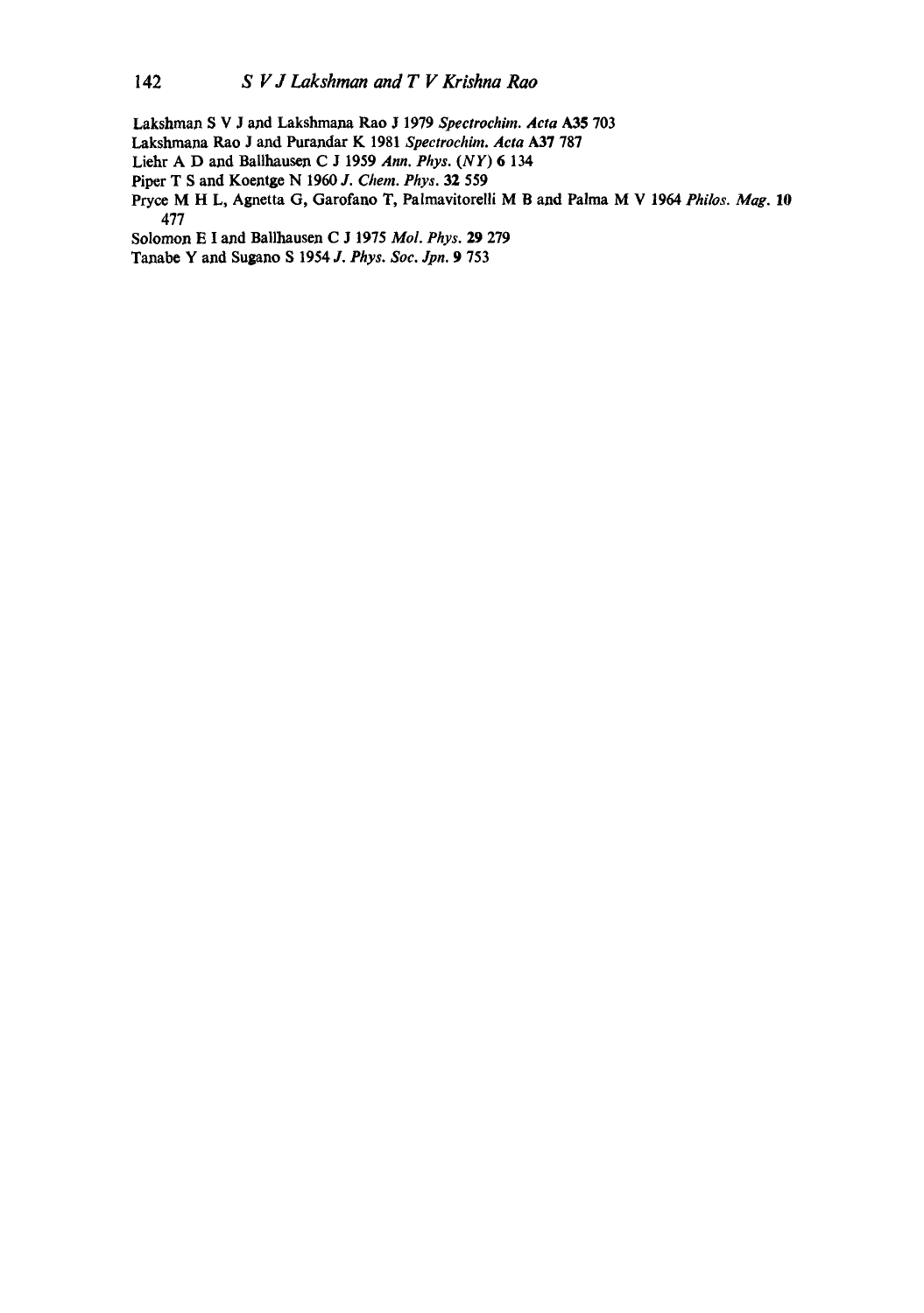Lakshman S V J and Lakshmana Rao J 1979 *Spectrochim. Acta* **A35** 703

Lakshmana Rao J and Purandar K 1981 *Spectrochim. Acta* **A37** 787

Liehr A D and Ballhausen C J 1959 *Ann. Phys. (NY)* **6** 134

Piper T S and Koentge N 1960 *J. Chem. Phys.* **32** 559

Pryce M H L, Agnetta G, Garofano T, Palmavitorelli M B and Palma M V 1964 *Philos. Mag.* **10** 477

Solomon E I and Ballhausen C J 1975 *Mol. Phys.* **29** 279

Tanabe Y and Sugano S 1954 *J. Phys. Soc. Jpn.* **9** 753